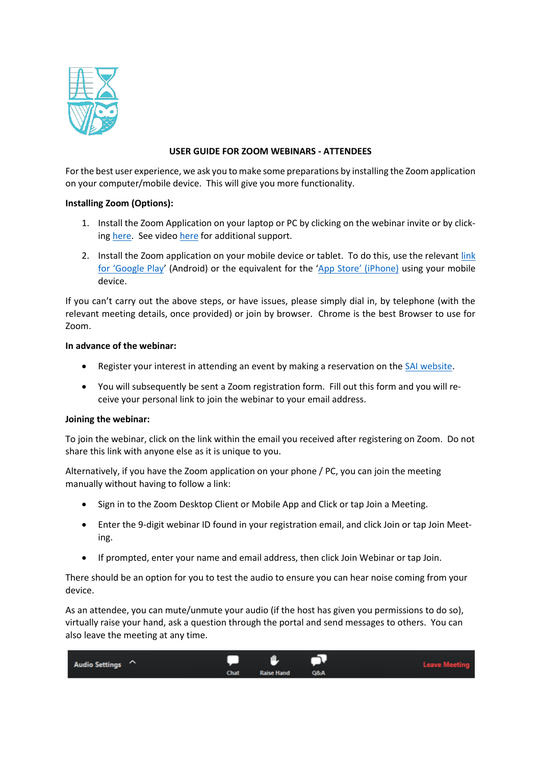# USER GUIDE FOR ZOOM WEBINARS - ATTENDEES

For the best user experience, we ask you to make some preparations by installing the Zoom application on your computer/mobile device. This will give you more functionality.

**Installing Zoom (Options):**

1. Install the Zoom Application on your laptop or PC by clicking on the webinar invite or by clicking here. See video here for additional support.
2. Install the Zoom application on your mobile device or tablet. To do this, use the relevant link for 'Google Play' (Android) or the equivalent for the 'App Store' (iPhone) using your mobile device.

If you can't carry out the above steps, or have issues, please simply dial in, by telephone (with the relevant meeting details, once provided) or join by browser. Chrome is the best Browser to use for Zoom.

**In advance of the webinar:**

- Register your interest in attending an event by making a reservation on the SAI website.
- You will subsequently be sent a Zoom registration form. Fill out this form and you will receive your personal link to join the webinar to your email address.

**Joining the webinar:**

To join the webinar, click on the link within the email you received after registering on Zoom. Do not share this link with anyone else as it is unique to you.

Alternatively, if you have the Zoom application on your phone / PC, you can join the meeting manually without having to follow a link:

- Sign in to the Zoom Desktop Client or Mobile App and Click or tap Join a Meeting.
- Enter the 9-digit webinar ID found in your registration email, and click Join or tap Join Meeting.
- If prompted, enter your name and email address, then click Join Webinar or tap Join.

There should be an option for you to test the audio to ensure you can hear noise coming from your device.

As an attendee, you can mute/unmute your audio (if the host has given you permissions to do so), virtually raise your hand, ask a question through the portal and send messages to others. You can also leave the meeting at any time.

Audio Settings ^ | Chat | Raise Hand | Q&A | Leave Meeting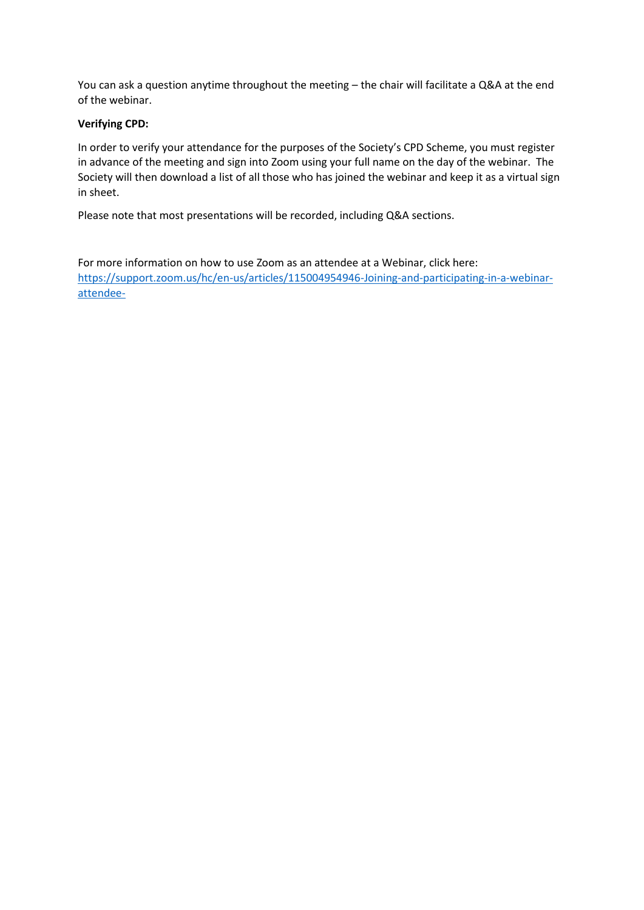You can ask a question anytime throughout the meeting – the chair will facilitate a Q&A at the end of the webinar.

**Verifying CPD:**

In order to verify your attendance for the purposes of the Society's CPD Scheme, you must register in advance of the meeting and sign into Zoom using your full name on the day of the webinar. The Society will then download a list of all those who has joined the webinar and keep it as a virtual sign in sheet.

Please note that most presentations will be recorded, including Q&A sections.

For more information on how to use Zoom as an attendee at a Webinar, click here: [https://support.zoom.us/hc/en-us/articles/115004954946-Joining-and-participating-in-a-webinar-attendee-](https://support.zoom.us/hc/en-us/articles/115004954946-Joining-and-participating-in-a-webinar-attendee-)